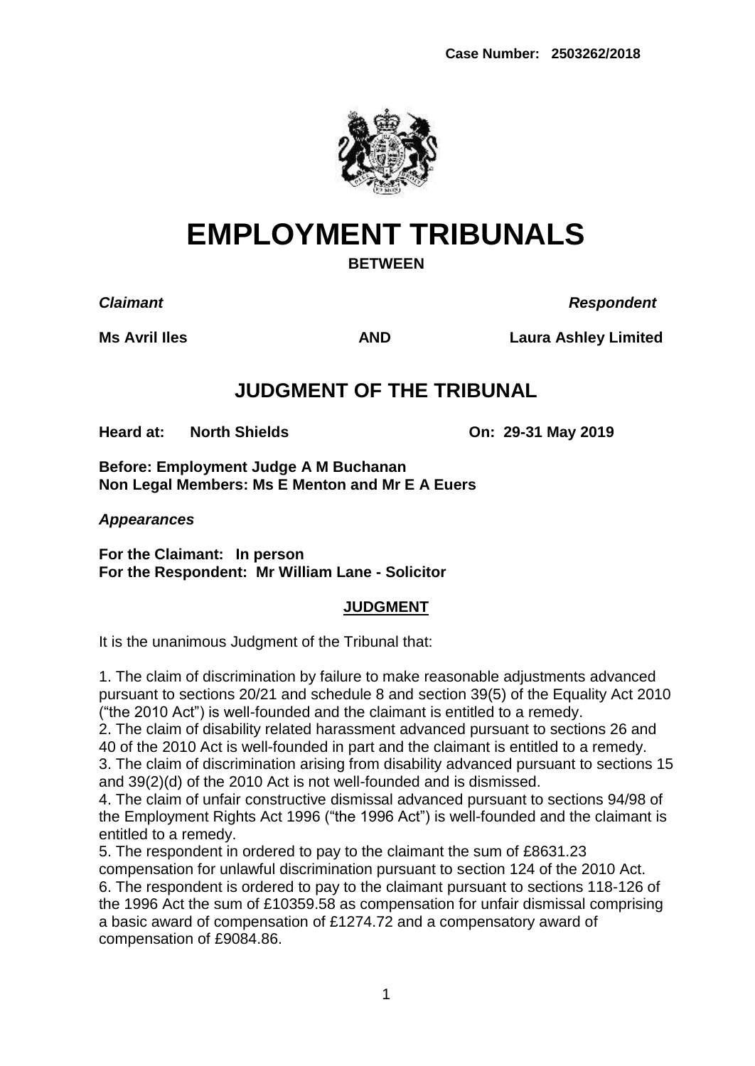**Case Number: 2503262/2018**

# EMPLOYMENT TRIBUNALS

**BETWEEN**

| ***Claimant*** | | ***Respondent*** |
|---|---|---|
| **Ms Avril Iles** | **AND** | **Laura Ashley Limited** |

## JUDGMENT OF THE TRIBUNAL

**Heard at: North Shields** **On: 29-31 May 2019**

**Before: Employment Judge A M Buchanan**
**Non Legal Members: Ms E Menton and Mr E A Euers**

***Appearances***

**For the Claimant: In person**
**For the Respondent: Mr William Lane - Solicitor**

**JUDGMENT**

It is the unanimous Judgment of the Tribunal that:

1. The claim of discrimination by failure to make reasonable adjustments advanced pursuant to sections 20/21 and schedule 8 and section 39(5) of the Equality Act 2010 ("the 2010 Act") is well-founded and the claimant is entitled to a remedy.
2. The claim of disability related harassment advanced pursuant to sections 26 and 40 of the 2010 Act is well-founded in part and the claimant is entitled to a remedy.
3. The claim of discrimination arising from disability advanced pursuant to sections 15 and 39(2)(d) of the 2010 Act is not well-founded and is dismissed.
4. The claim of unfair constructive dismissal advanced pursuant to sections 94/98 of the Employment Rights Act 1996 ("the 1996 Act") is well-founded and the claimant is entitled to a remedy.
5. The respondent in ordered to pay to the claimant the sum of £8631.23 compensation for unlawful discrimination pursuant to section 124 of the 2010 Act.
6. The respondent is ordered to pay to the claimant pursuant to sections 118-126 of the 1996 Act the sum of £10359.58 as compensation for unfair dismissal comprising a basic award of compensation of £1274.72 and a compensatory award of compensation of £9084.86.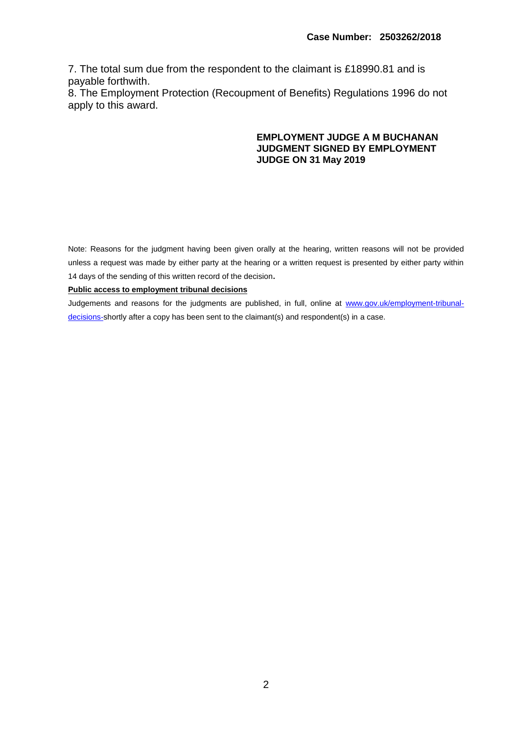7. The total sum due from the respondent to the claimant is £18990.81 and is payable forthwith.
8. The Employment Protection (Recoupment of Benefits) Regulations 1996 do not apply to this award.

**EMPLOYMENT JUDGE A M BUCHANAN**
**JUDGMENT SIGNED BY EMPLOYMENT JUDGE ON 31 May 2019**

Note: Reasons for the judgment having been given orally at the hearing, written reasons will not be provided unless a request was made by either party at the hearing or a written request is presented by either party within 14 days of the sending of this written record of the decision**.**

**Public access to employment tribunal decisions**

Judgements and reasons for the judgments are published, in full, online at www.gov.uk/employment-tribunal-decisions-shortly after a copy has been sent to the claimant(s) and respondent(s) in a case.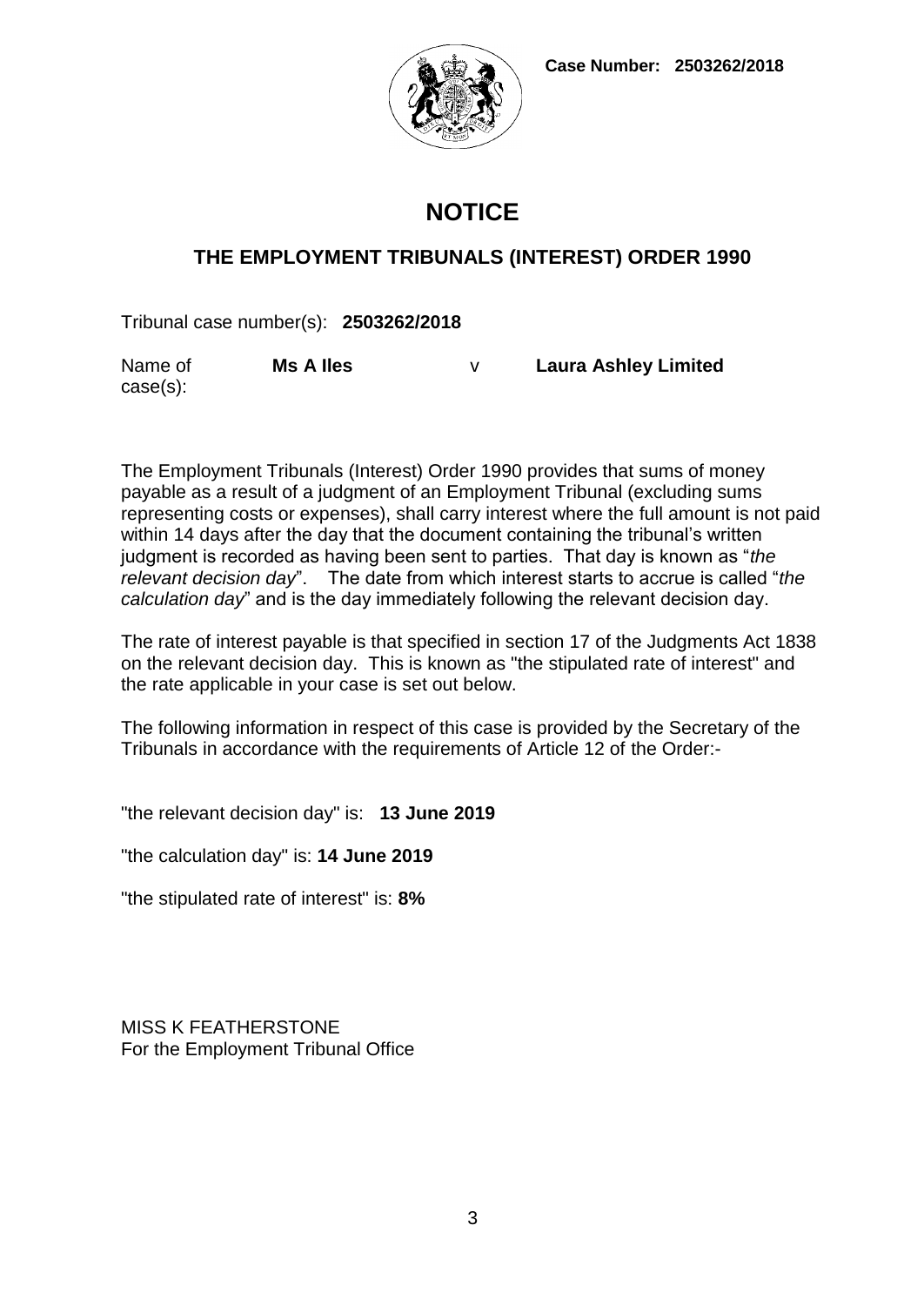Case Number: 2503262/2018

# NOTICE

## THE EMPLOYMENT TRIBUNALS (INTEREST) ORDER 1990

Tribunal case number(s): **2503262/2018**

| Name of case(s): | **Ms A Iles** | v | **Laura Ashley Limited** |
|---|---|---|---|

The Employment Tribunals (Interest) Order 1990 provides that sums of money payable as a result of a judgment of an Employment Tribunal (excluding sums representing costs or expenses), shall carry interest where the full amount is not paid within 14 days after the day that the document containing the tribunal's written judgment is recorded as having been sent to parties. That day is known as "*the relevant decision day*". The date from which interest starts to accrue is called "*the calculation day*" and is the day immediately following the relevant decision day.

The rate of interest payable is that specified in section 17 of the Judgments Act 1838 on the relevant decision day. This is known as "the stipulated rate of interest" and the rate applicable in your case is set out below.

The following information in respect of this case is provided by the Secretary of the Tribunals in accordance with the requirements of Article 12 of the Order:-

"the relevant decision day" is: **13 June 2019**

"the calculation day" is: **14 June 2019**

"the stipulated rate of interest" is: **8%**

MISS K FEATHERSTONE
For the Employment Tribunal Office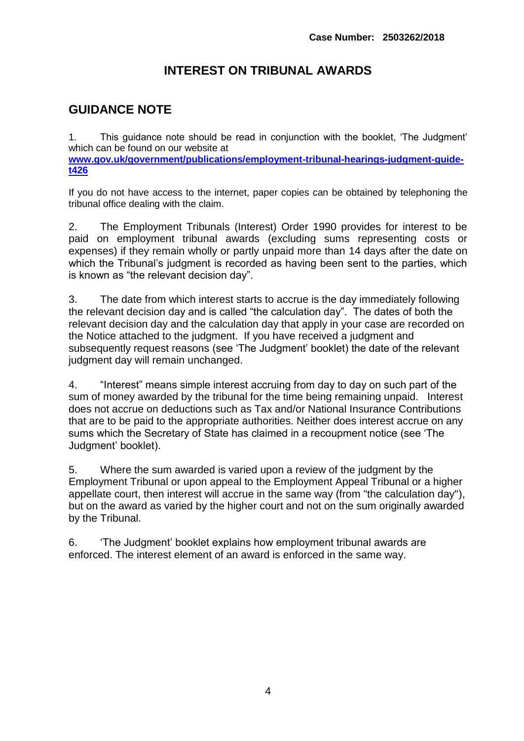Case Number: 2503262/2018

# INTEREST ON TRIBUNAL AWARDS

## GUIDANCE NOTE

1. This guidance note should be read in conjunction with the booklet, 'The Judgment' which can be found on our website at **[www.gov.uk/government/publications/employment-tribunal-hearings-judgment-guide-t426](http://www.gov.uk/government/publications/employment-tribunal-hearings-judgment-guide-t426)**

If you do not have access to the internet, paper copies can be obtained by telephoning the tribunal office dealing with the claim.

2. The Employment Tribunals (Interest) Order 1990 provides for interest to be paid on employment tribunal awards (excluding sums representing costs or expenses) if they remain wholly or partly unpaid more than 14 days after the date on which the Tribunal's judgment is recorded as having been sent to the parties, which is known as "the relevant decision day".

3. The date from which interest starts to accrue is the day immediately following the relevant decision day and is called "the calculation day". The dates of both the relevant decision day and the calculation day that apply in your case are recorded on the Notice attached to the judgment. If you have received a judgment and subsequently request reasons (see 'The Judgment' booklet) the date of the relevant judgment day will remain unchanged.

4. "Interest" means simple interest accruing from day to day on such part of the sum of money awarded by the tribunal for the time being remaining unpaid. Interest does not accrue on deductions such as Tax and/or National Insurance Contributions that are to be paid to the appropriate authorities. Neither does interest accrue on any sums which the Secretary of State has claimed in a recoupment notice (see 'The Judgment' booklet).

5. Where the sum awarded is varied upon a review of the judgment by the Employment Tribunal or upon appeal to the Employment Appeal Tribunal or a higher appellate court, then interest will accrue in the same way (from "the calculation day"), but on the award as varied by the higher court and not on the sum originally awarded by the Tribunal.

6. 'The Judgment' booklet explains how employment tribunal awards are enforced. The interest element of an award is enforced in the same way.